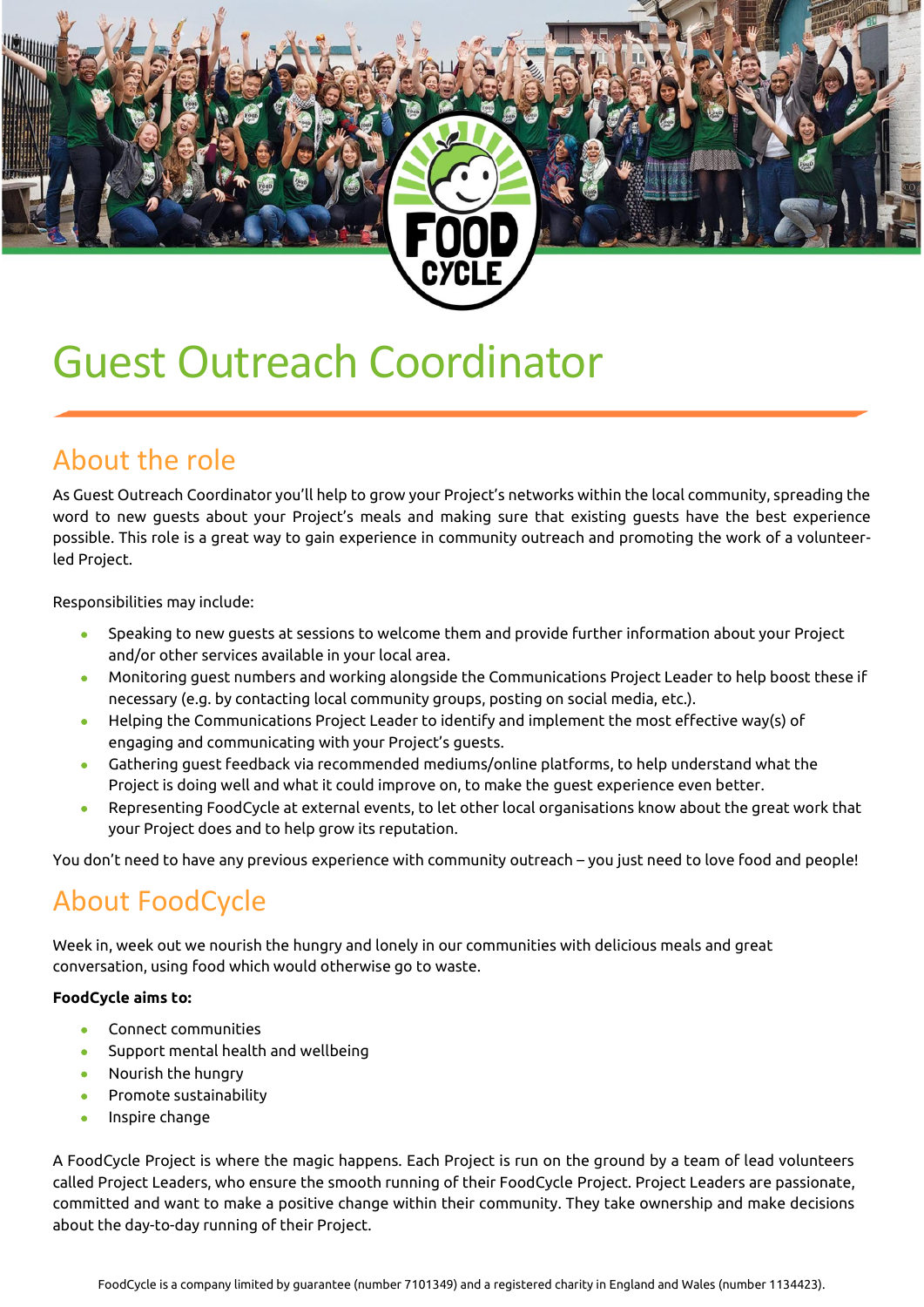# Guest Outreach Coordinator

## About the role

As Guest Outreach Coordinator you'll help to grow your Project's networks within the local community, spreading the word to new guests about your Project's meals and making sure that existing guests have the best experience possible. This role is a great way to gain experience in community outreach and promoting the work of a volunteer-led Project.

Responsibilities may include:

- Speaking to new guests at sessions to welcome them and provide further information about your Project and/or other services available in your local area.
- Monitoring guest numbers and working alongside the Communications Project Leader to help boost these if necessary (e.g. by contacting local community groups, posting on social media, etc.).
- Helping the Communications Project Leader to identify and implement the most effective way(s) of engaging and communicating with your Project's guests.
- Gathering guest feedback via recommended mediums/online platforms, to help understand what the Project is doing well and what it could improve on, to make the guest experience even better.
- Representing FoodCycle at external events, to let other local organisations know about the great work that your Project does and to help grow its reputation.

You don't need to have any previous experience with community outreach – you just need to love food and people!

## About FoodCycle

Week in, week out we nourish the hungry and lonely in our communities with delicious meals and great conversation, using food which would otherwise go to waste.

**FoodCycle aims to:**

- Connect communities
- Support mental health and wellbeing
- Nourish the hungry
- Promote sustainability
- Inspire change

A FoodCycle Project is where the magic happens. Each Project is run on the ground by a team of lead volunteers called Project Leaders, who ensure the smooth running of their FoodCycle Project. Project Leaders are passionate, committed and want to make a positive change within their community. They take ownership and make decisions about the day-to-day running of their Project.

FoodCycle is a company limited by guarantee (number 7101349) and a registered charity in England and Wales (number 1134423).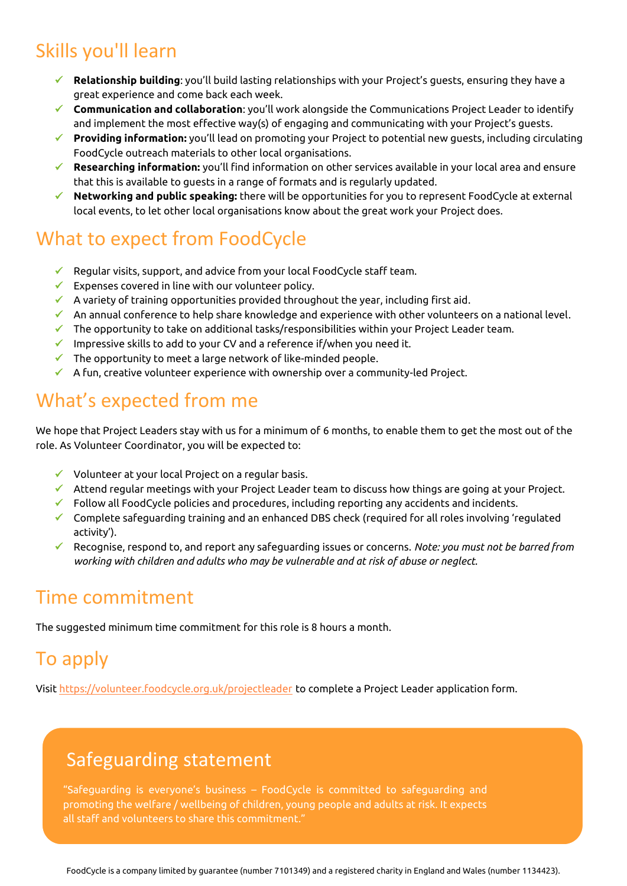## Skills you'll learn

- ✓ **Relationship building**: you'll build lasting relationships with your Project's guests, ensuring they have a great experience and come back each week.
- ✓ **Communication and collaboration**: you'll work alongside the Communications Project Leader to identify and implement the most effective way(s) of engaging and communicating with your Project's guests.
- ✓ **Providing information:** you'll lead on promoting your Project to potential new guests, including circulating FoodCycle outreach materials to other local organisations.
- ✓ **Researching information:** you'll find information on other services available in your local area and ensure that this is available to guests in a range of formats and is regularly updated.
- ✓ **Networking and public speaking:** there will be opportunities for you to represent FoodCycle at external local events, to let other local organisations know about the great work your Project does.

## What to expect from FoodCycle

- ✓ Regular visits, support, and advice from your local FoodCycle staff team.
- ✓ Expenses covered in line with our volunteer policy.
- ✓ A variety of training opportunities provided throughout the year, including first aid.
- ✓ An annual conference to help share knowledge and experience with other volunteers on a national level.
- ✓ The opportunity to take on additional tasks/responsibilities within your Project Leader team.
- ✓ Impressive skills to add to your CV and a reference if/when you need it.
- ✓ The opportunity to meet a large network of like-minded people.
- ✓ A fun, creative volunteer experience with ownership over a community-led Project.

## What's expected from me

We hope that Project Leaders stay with us for a minimum of 6 months, to enable them to get the most out of the role. As Volunteer Coordinator, you will be expected to:

- ✓ Volunteer at your local Project on a regular basis.
- ✓ Attend regular meetings with your Project Leader team to discuss how things are going at your Project.
- ✓ Follow all FoodCycle policies and procedures, including reporting any accidents and incidents.
- ✓ Complete safeguarding training and an enhanced DBS check (required for all roles involving 'regulated activity').
- ✓ Recognise, respond to, and report any safeguarding issues or concerns. *Note: you must not be barred from working with children and adults who may be vulnerable and at risk of abuse or neglect.*

## Time commitment

The suggested minimum time commitment for this role is 8 hours a month.

## To apply

Visit [https://volunteer.foodcycle.org.uk/projectleader](https://volunteer.foodcycle.org.uk/projectleader) to complete a Project Leader application form.

## Safeguarding statement

"Safeguarding is everyone's business – FoodCycle is committed to safeguarding and promoting the welfare / wellbeing of children, young people and adults at risk. It expects all staff and volunteers to share this commitment."

FoodCycle is a company limited by guarantee (number 7101349) and a registered charity in England and Wales (number 1134423).